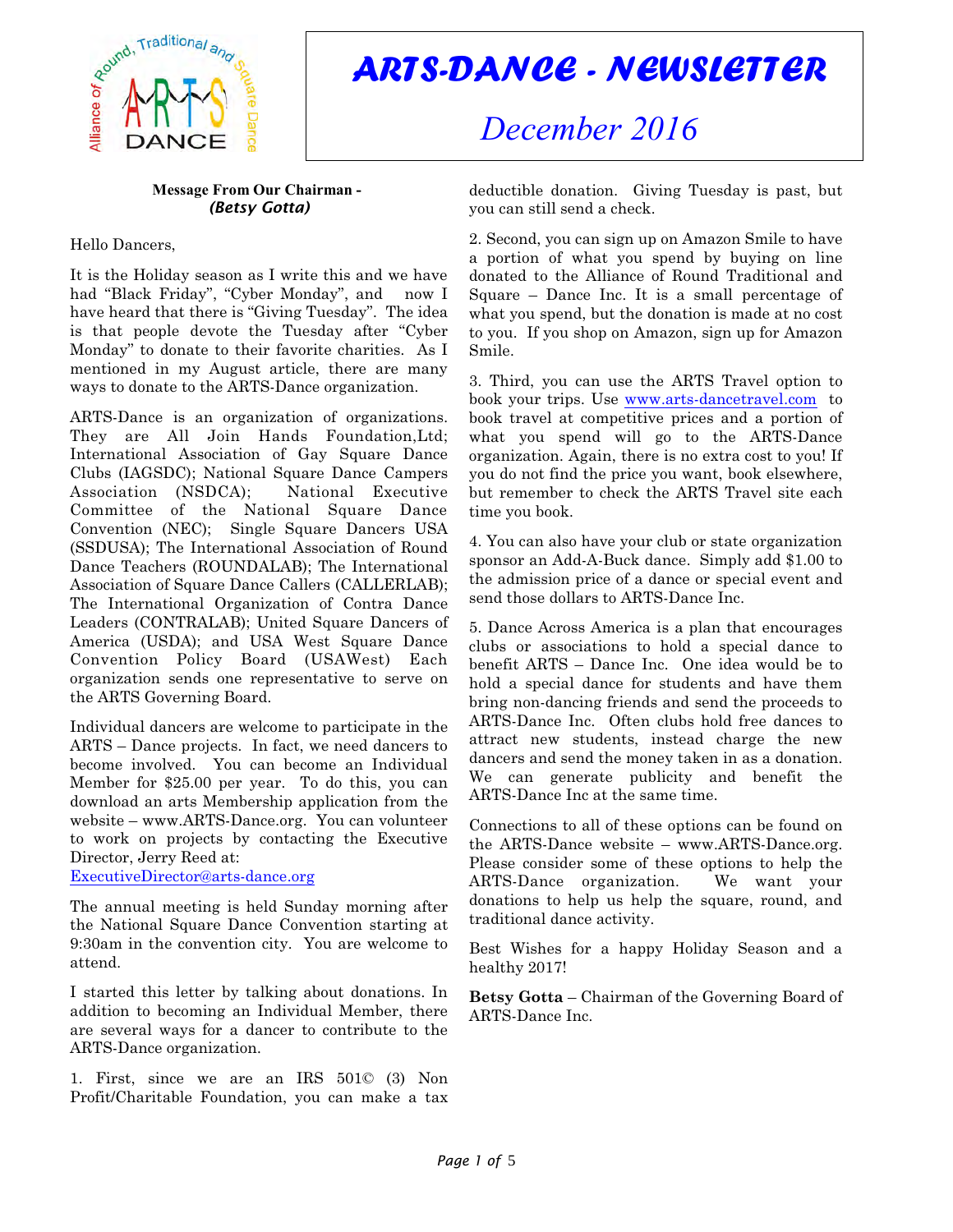# ARTS-DANCE - NEWSLETTER

## December 2016

**Message From Our Chairman -**
***(Betsy Gotta)***

Hello Dancers,

It is the Holiday season as I write this and we have had "Black Friday", "Cyber Monday", and now I have heard that there is "Giving Tuesday". The idea is that people devote the Tuesday after "Cyber Monday" to donate to their favorite charities. As I mentioned in my August article, there are many ways to donate to the ARTS-Dance organization.

ARTS-Dance is an organization of organizations. They are All Join Hands Foundation,Ltd; International Association of Gay Square Dance Clubs (IAGSDC); National Square Dance Campers Association (NSDCA); National Executive Committee of the National Square Dance Convention (NEC); Single Square Dancers USA (SSDUSA); The International Association of Round Dance Teachers (ROUNDALAB); The International Association of Square Dance Callers (CALLERLAB); The International Organization of Contra Dance Leaders (CONTRALAB); United Square Dancers of America (USDA); and USA West Square Dance Convention Policy Board (USAWest) Each organization sends one representative to serve on the ARTS Governing Board.

Individual dancers are welcome to participate in the ARTS – Dance projects. In fact, we need dancers to become involved. You can become an Individual Member for $25.00 per year. To do this, you can download an arts Membership application from the website – www.ARTS-Dance.org. You can volunteer to work on projects by contacting the Executive Director, Jerry Reed at: ExecutiveDirector@arts-dance.org

The annual meeting is held Sunday morning after the National Square Dance Convention starting at 9:30am in the convention city. You are welcome to attend.

I started this letter by talking about donations. In addition to becoming an Individual Member, there are several ways for a dancer to contribute to the ARTS-Dance organization.

1. First, since we are an IRS 501© (3) Non Profit/Charitable Foundation, you can make a tax deductible donation. Giving Tuesday is past, but you can still send a check.

2. Second, you can sign up on Amazon Smile to have a portion of what you spend by buying on line donated to the Alliance of Round Traditional and Square – Dance Inc. It is a small percentage of what you spend, but the donation is made at no cost to you. If you shop on Amazon, sign up for Amazon Smile.

3. Third, you can use the ARTS Travel option to book your trips. Use www.arts-dancetravel.com to book travel at competitive prices and a portion of what you spend will go to the ARTS-Dance organization. Again, there is no extra cost to you! If you do not find the price you want, book elsewhere, but remember to check the ARTS Travel site each time you book.

4. You can also have your club or state organization sponsor an Add-A-Buck dance. Simply add $1.00 to the admission price of a dance or special event and send those dollars to ARTS-Dance Inc.

5. Dance Across America is a plan that encourages clubs or associations to hold a special dance to benefit ARTS – Dance Inc. One idea would be to hold a special dance for students and have them bring non-dancing friends and send the proceeds to ARTS-Dance Inc. Often clubs hold free dances to attract new students, instead charge the new dancers and send the money taken in as a donation. We can generate publicity and benefit the ARTS-Dance Inc at the same time.

Connections to all of these options can be found on the ARTS-Dance website – www.ARTS-Dance.org. Please consider some of these options to help the ARTS-Dance organization. We want your donations to help us help the square, round, and traditional dance activity.

Best Wishes for a happy Holiday Season and a healthy 2017!

**Betsy Gotta** – Chairman of the Governing Board of ARTS-Dance Inc.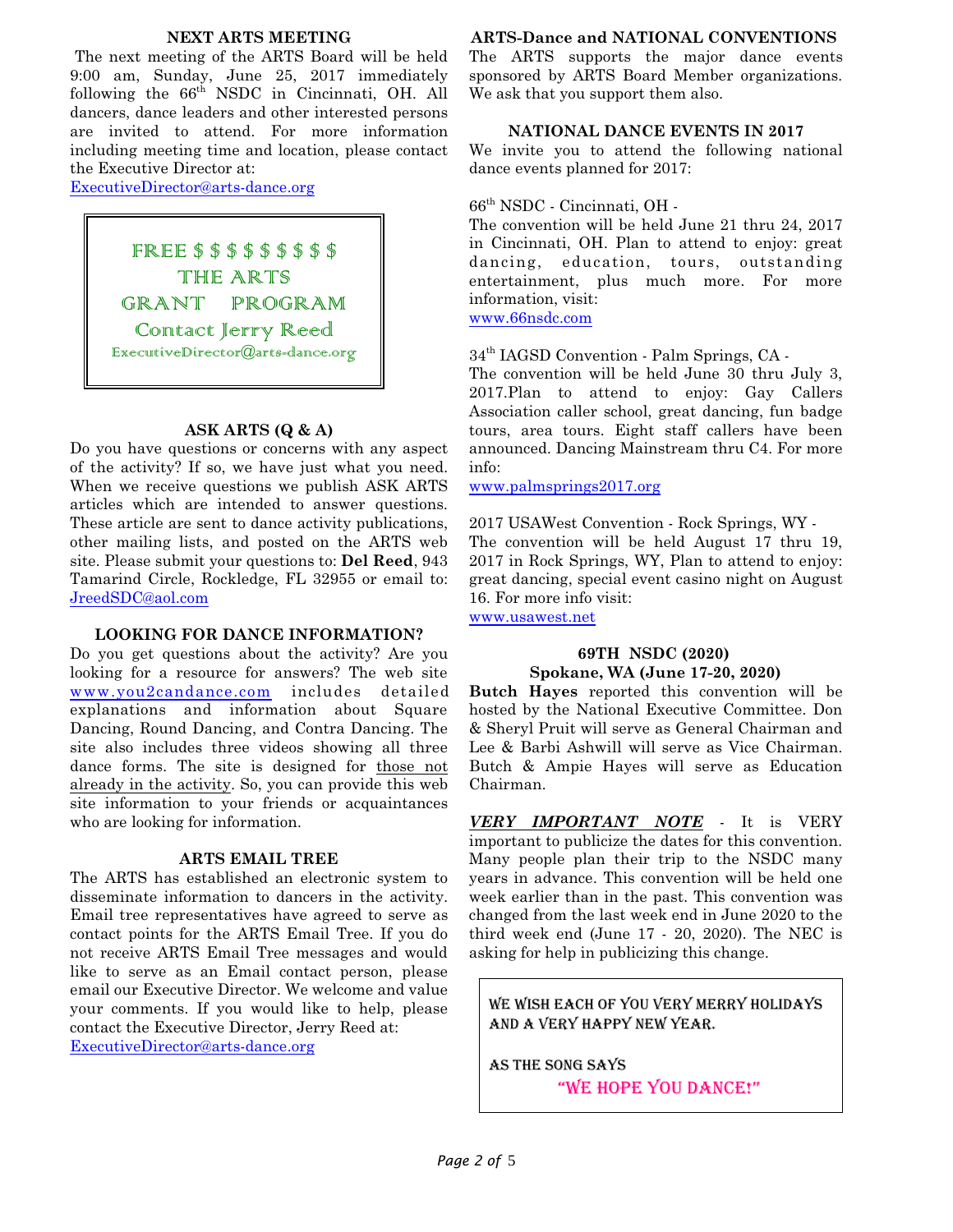## NEXT ARTS MEETING

The next meeting of the ARTS Board will be held 9:00 am, Sunday, June 25, 2017 immediately following the 66th NSDC in Cincinnati, OH. All dancers, dance leaders and other interested persons are invited to attend. For more information including meeting time and location, please contact the Executive Director at:
ExecutiveDirector@arts-dance.org

> FREE $ $ $ $ $ $ $ $ $
> THE ARTS
> GRANT PROGRAM
> Contact Jerry Reed
> ExecutiveDirector@arts-dance.org

## ASK ARTS (Q & A)

Do you have questions or concerns with any aspect of the activity? If so, we have just what you need. When we receive questions we publish ASK ARTS articles which are intended to answer questions. These article are sent to dance activity publications, other mailing lists, and posted on the ARTS web site. Please submit your questions to: **Del Reed**, 943 Tamarind Circle, Rockledge, FL 32955 or email to: JreedSDC@aol.com

## LOOKING FOR DANCE INFORMATION?

Do you get questions about the activity? Are you looking for a resource for answers? The web site www.you2candance.com includes detailed explanations and information about Square Dancing, Round Dancing, and Contra Dancing. The site also includes three videos showing all three dance forms. The site is designed for those not already in the activity. So, you can provide this web site information to your friends or acquaintances who are looking for information.

## ARTS EMAIL TREE

The ARTS has established an electronic system to disseminate information to dancers in the activity. Email tree representatives have agreed to serve as contact points for the ARTS Email Tree. If you do not receive ARTS Email Tree messages and would like to serve as an Email contact person, please email our Executive Director. We welcome and value your comments. If you would like to help, please contact the Executive Director, Jerry Reed at:
ExecutiveDirector@arts-dance.org

## ARTS-Dance and NATIONAL CONVENTIONS

The ARTS supports the major dance events sponsored by ARTS Board Member organizations. We ask that you support them also.

## NATIONAL DANCE EVENTS IN 2017

We invite you to attend the following national dance events planned for 2017:

66th NSDC - Cincinnati, OH -
The convention will be held June 21 thru 24, 2017 in Cincinnati, OH. Plan to attend to enjoy: great dancing, education, tours, outstanding entertainment, plus much more. For more information, visit:
www.66nsdc.com

34th IAGSD Convention - Palm Springs, CA -
The convention will be held June 30 thru July 3, 2017.Plan to attend to enjoy: Gay Callers Association caller school, great dancing, fun badge tours, area tours. Eight staff callers have been announced. Dancing Mainstream thru C4. For more info:
www.palmsprings2017.org

2017 USAWest Convention - Rock Springs, WY -
The convention will be held August 17 thru 19, 2017 in Rock Springs, WY, Plan to attend to enjoy: great dancing, special event casino night on August 16. For more info visit:
www.usawest.net

## 69TH NSDC (2020)
## Spokane, WA (June 17-20, 2020)

**Butch Hayes** reported this convention will be hosted by the National Executive Committee. Don & Sheryl Pruit will serve as General Chairman and Lee & Barbi Ashwill will serve as Vice Chairman. Butch & Ampie Hayes will serve as Education Chairman.

***VERY IMPORTANT NOTE*** - It is VERY important to publicize the dates for this convention. Many people plan their trip to the NSDC many years in advance. This convention will be held one week earlier than in the past. This convention was changed from the last week end in June 2020 to the third week end (June 17 - 20, 2020). The NEC is asking for help in publicizing this change.

> WE WISH EACH OF YOU VERY MERRY HOLIDAYS AND A VERY HAPPY NEW YEAR.
>
> AS THE SONG SAYS
>
> "WE HOPE YOU DANCE!"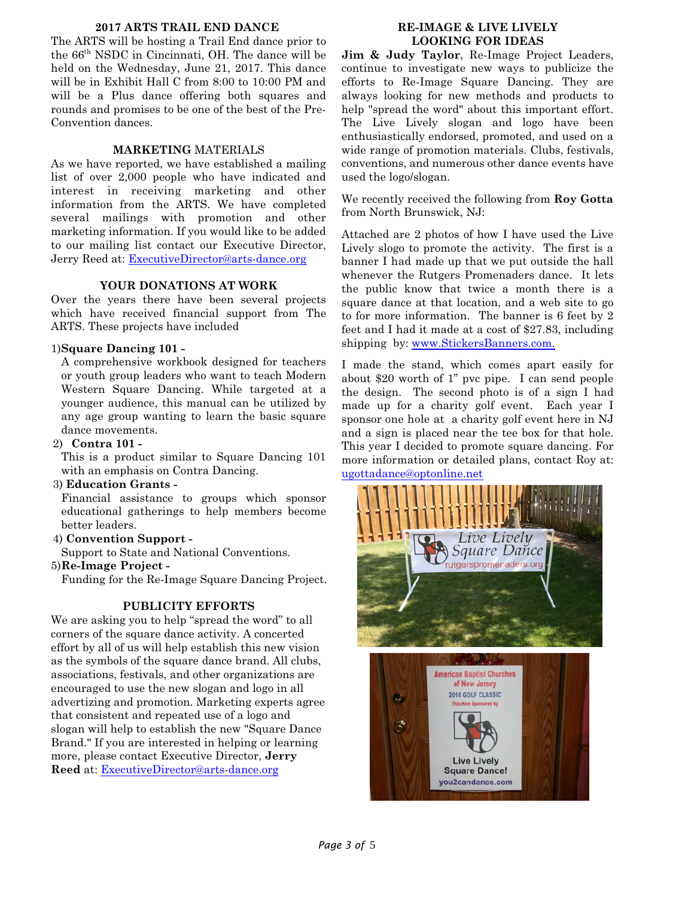## 2017 ARTS TRAIL END DANCE

The ARTS will be hosting a Trail End dance prior to the 66th NSDC in Cincinnati, OH. The dance will be held on the Wednesday, June 21, 2017. This dance will be in Exhibit Hall C from 8:00 to 10:00 PM and will be a Plus dance offering both squares and rounds and promises to be one of the best of the Pre-Convention dances.

## MARKETING MATERIALS

As we have reported, we have established a mailing list of over 2,000 people who have indicated and interest in receiving marketing and other information from the ARTS. We have completed several mailings with promotion and other marketing information. If you would like to be added to our mailing list contact our Executive Director, Jerry Reed at: ExecutiveDirector@arts-dance.org

## YOUR DONATIONS AT WORK

Over the years there have been several projects which have received financial support from The ARTS. These projects have included

1) **Square Dancing 101 -**
   A comprehensive workbook designed for teachers or youth group leaders who want to teach Modern Western Square Dancing. While targeted at a younger audience, this manual can be utilized by any age group wanting to learn the basic square dance movements.
2) **Contra 101 -**
   This is a product similar to Square Dancing 101 with an emphasis on Contra Dancing.
3) **Education Grants -**
   Financial assistance to groups which sponsor educational gatherings to help members become better leaders.
4) **Convention Support -**
   Support to State and National Conventions.
5) **Re-Image Project -**
   Funding for the Re-Image Square Dancing Project.

## PUBLICITY EFFORTS

We are asking you to help "spread the word" to all corners of the square dance activity. A concerted effort by all of us will help establish this new vision as the symbols of the square dance brand. All clubs, associations, festivals, and other organizations are encouraged to use the new slogan and logo in all advertizing and promotion. Marketing experts agree that consistent and repeated use of a logo and slogan will help to establish the new "Square Dance Brand." If you are interested in helping or learning more, please contact Executive Director, **Jerry Reed** at: ExecutiveDirector@arts-dance.org

## RE-IMAGE & LIVE LIVELY LOOKING FOR IDEAS

**Jim & Judy Taylor**, Re-Image Project Leaders, continue to investigate new ways to publicize the efforts to Re-Image Square Dancing. They are always looking for new methods and products to help "spread the word" about this important effort. The Live Lively slogan and logo have been enthusiastically endorsed, promoted, and used on a wide range of promotion materials. Clubs, festivals, conventions, and numerous other dance events have used the logo/slogan.

We recently received the following from **Roy Gotta** from North Brunswick, NJ:

Attached are 2 photos of how I have used the Live Lively slogo to promote the activity. The first is a banner I had made up that we put outside the hall whenever the Rutgers Promenaders dance. It lets the public know that twice a month there is a square dance at that location, and a web site to go to for more information. The banner is 6 feet by 2 feet and I had it made at a cost of $27.83, including shipping by: www.StickersBanners.com.

I made the stand, which comes apart easily for about $20 worth of 1" pvc pipe. I can send people the design. The second photo is of a sign I had made up for a charity golf event. Each year I sponsor one hole at a charity golf event here in NJ and a sign is placed near the tee box for that hole. This year I decided to promote square dancing. For more information or detailed plans, contact Roy at: ugottadance@optonline.net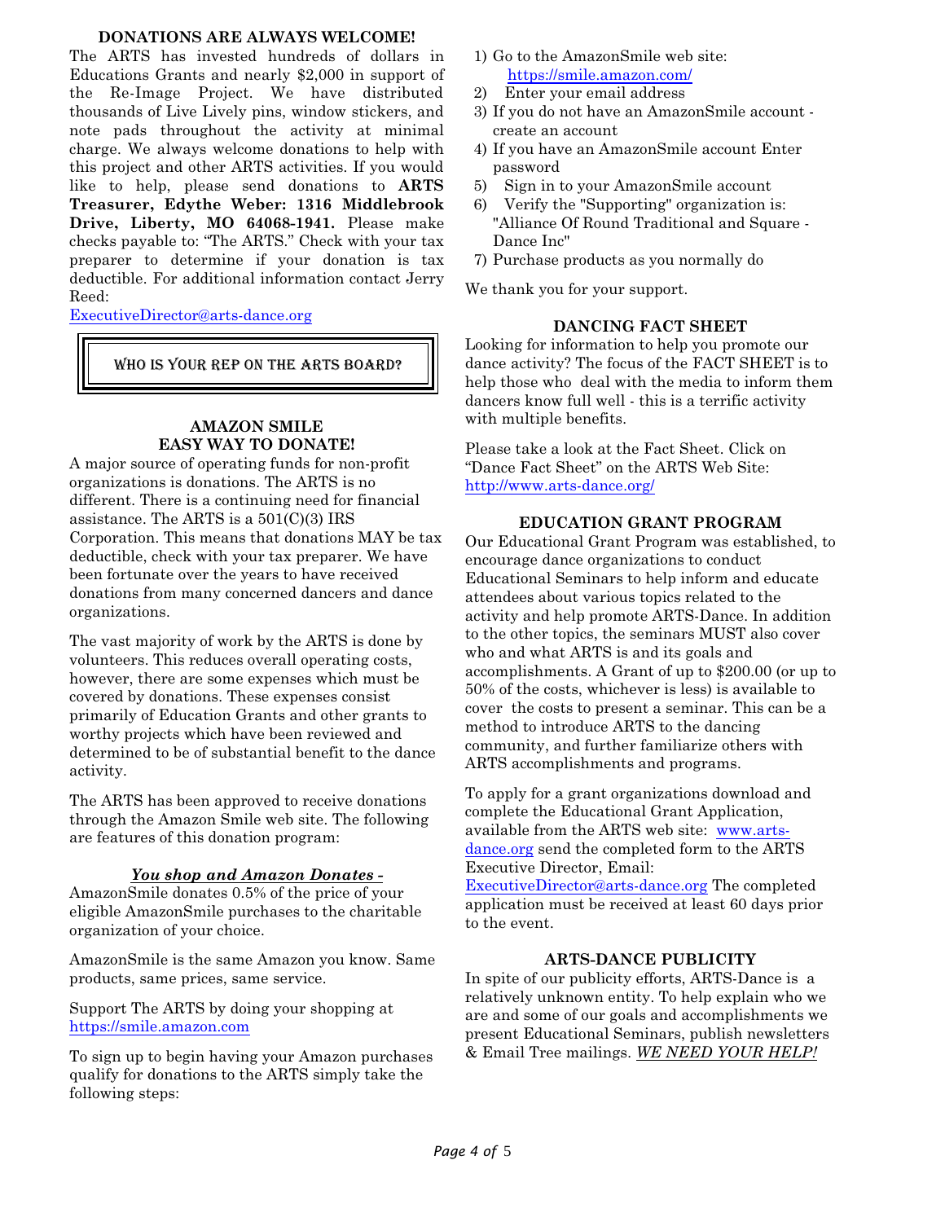## DONATIONS ARE ALWAYS WELCOME!

The ARTS has invested hundreds of dollars in Educations Grants and nearly $2,000 in support of the Re-Image Project. We have distributed thousands of Live Lively pins, window stickers, and note pads throughout the activity at minimal charge. We always welcome donations to help with this project and other ARTS activities. If you would like to help, please send donations to **ARTS Treasurer, Edythe Weber: 1316 Middlebrook Drive, Liberty, MO 64068-1941.** Please make checks payable to: "The ARTS." Check with your tax preparer to determine if your donation is tax deductible. For additional information contact Jerry Reed:
ExecutiveDirector@arts-dance.org

WHO IS YOUR REP ON THE ARTS BOARD?

## AMAZON SMILE
## EASY WAY TO DONATE!

A major source of operating funds for non-profit organizations is donations. The ARTS is no different. There is a continuing need for financial assistance. The ARTS is a 501(C)(3) IRS Corporation. This means that donations MAY be tax deductible, check with your tax preparer. We have been fortunate over the years to have received donations from many concerned dancers and dance organizations.

The vast majority of work by the ARTS is done by volunteers. This reduces overall operating costs, however, there are some expenses which must be covered by donations. These expenses consist primarily of Education Grants and other grants to worthy projects which have been reviewed and determined to be of substantial benefit to the dance activity.

The ARTS has been approved to receive donations through the Amazon Smile web site. The following are features of this donation program:

***You shop and Amazon Donates -***

AmazonSmile donates 0.5% of the price of your eligible AmazonSmile purchases to the charitable organization of your choice.

AmazonSmile is the same Amazon you know. Same products, same prices, same service.

Support The ARTS by doing your shopping at https://smile.amazon.com

To sign up to begin having your Amazon purchases qualify for donations to the ARTS simply take the following steps:

1) Go to the AmazonSmile web site: https://smile.amazon.com/
2) Enter your email address
3) If you do not have an AmazonSmile account - create an account
4) If you have an AmazonSmile account Enter password
5) Sign in to your AmazonSmile account
6) Verify the "Supporting" organization is: "Alliance Of Round Traditional and Square - Dance Inc"
7) Purchase products as you normally do

We thank you for your support.

## DANCING FACT SHEET

Looking for information to help you promote our dance activity? The focus of the FACT SHEET is to help those who deal with the media to inform them dancers know full well - this is a terrific activity with multiple benefits.

Please take a look at the Fact Sheet. Click on "Dance Fact Sheet" on the ARTS Web Site: http://www.arts-dance.org/

## EDUCATION GRANT PROGRAM

Our Educational Grant Program was established, to encourage dance organizations to conduct Educational Seminars to help inform and educate attendees about various topics related to the activity and help promote ARTS-Dance. In addition to the other topics, the seminars MUST also cover who and what ARTS is and its goals and accomplishments. A Grant of up to $200.00 (or up to 50% of the costs, whichever is less) is available to cover the costs to present a seminar. This can be a method to introduce ARTS to the dancing community, and further familiarize others with ARTS accomplishments and programs.

To apply for a grant organizations download and complete the Educational Grant Application, available from the ARTS web site: www.arts-dance.org send the completed form to the ARTS Executive Director, Email: ExecutiveDirector@arts-dance.org The completed application must be received at least 60 days prior to the event.

## ARTS-DANCE PUBLICITY

In spite of our publicity efforts, ARTS-Dance is a relatively unknown entity. To help explain who we are and some of our goals and accomplishments we present Educational Seminars, publish newsletters & Email Tree mailings. ***WE NEED YOUR HELP!***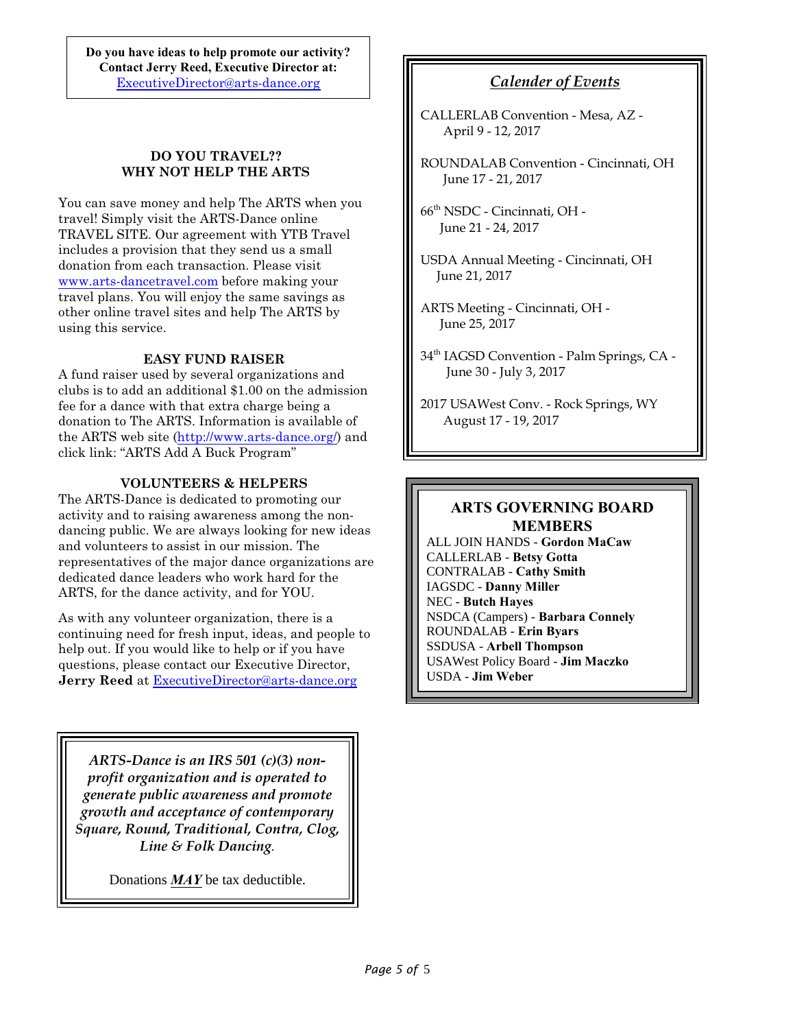**Do you have ideas to help promote our activity? Contact Jerry Reed, Executive Director at:** ExecutiveDirector@arts-dance.org

### DO YOU TRAVEL?? WHY NOT HELP THE ARTS

You can save money and help The ARTS when you travel! Simply visit the ARTS-Dance online TRAVEL SITE. Our agreement with YTB Travel includes a provision that they send us a small donation from each transaction. Please visit www.arts-dancetravel.com before making your travel plans. You will enjoy the same savings as other online travel sites and help The ARTS by using this service.

### EASY FUND RAISER

A fund raiser used by several organizations and clubs is to add an additional $1.00 on the admission fee for a dance with that extra charge being a donation to The ARTS. Information is available of the ARTS web site (http://www.arts-dance.org/) and click link: "ARTS Add A Buck Program"

### VOLUNTEERS & HELPERS

The ARTS-Dance is dedicated to promoting our activity and to raising awareness among the non-dancing public. We are always looking for new ideas and volunteers to assist in our mission. The representatives of the major dance organizations are dedicated dance leaders who work hard for the ARTS, for the dance activity, and for YOU.

As with any volunteer organization, there is a continuing need for fresh input, ideas, and people to help out. If you would like to help or if you have questions, please contact our Executive Director, **Jerry Reed** at ExecutiveDirector@arts-dance.org

*ARTS-Dance is an IRS 501 (c)(3) non-profit organization and is operated to generate public awareness and promote growth and acceptance of contemporary Square, Round, Traditional, Contra, Clog, Line & Folk Dancing.*

Donations ***MAY*** be tax deductible.

## *Calender of Events*

CALLERLAB Convention - Mesa, AZ - April 9 - 12, 2017

ROUNDALAB Convention - Cincinnati, OH June 17 - 21, 2017

66th NSDC - Cincinnati, OH - June 21 - 24, 2017

USDA Annual Meeting - Cincinnati, OH June 21, 2017

ARTS Meeting - Cincinnati, OH - June 25, 2017

34th IAGSD Convention - Palm Springs, CA - June 30 - July 3, 2017

2017 USAWest Conv. - Rock Springs, WY August 17 - 19, 2017

## ARTS GOVERNING BOARD MEMBERS

ALL JOIN HANDS - **Gordon MaCaw**
CALLERLAB - **Betsy Gotta**
CONTRALAB - **Cathy Smith**
IAGSDC - **Danny Miller**
NEC - **Butch Hayes**
NSDCA (Campers) - **Barbara Connely**
ROUNDALAB - **Erin Byars**
SSDUSA - **Arbell Thompson**
USAWest Policy Board - **Jim Maczko**
USDA - **Jim Weber**